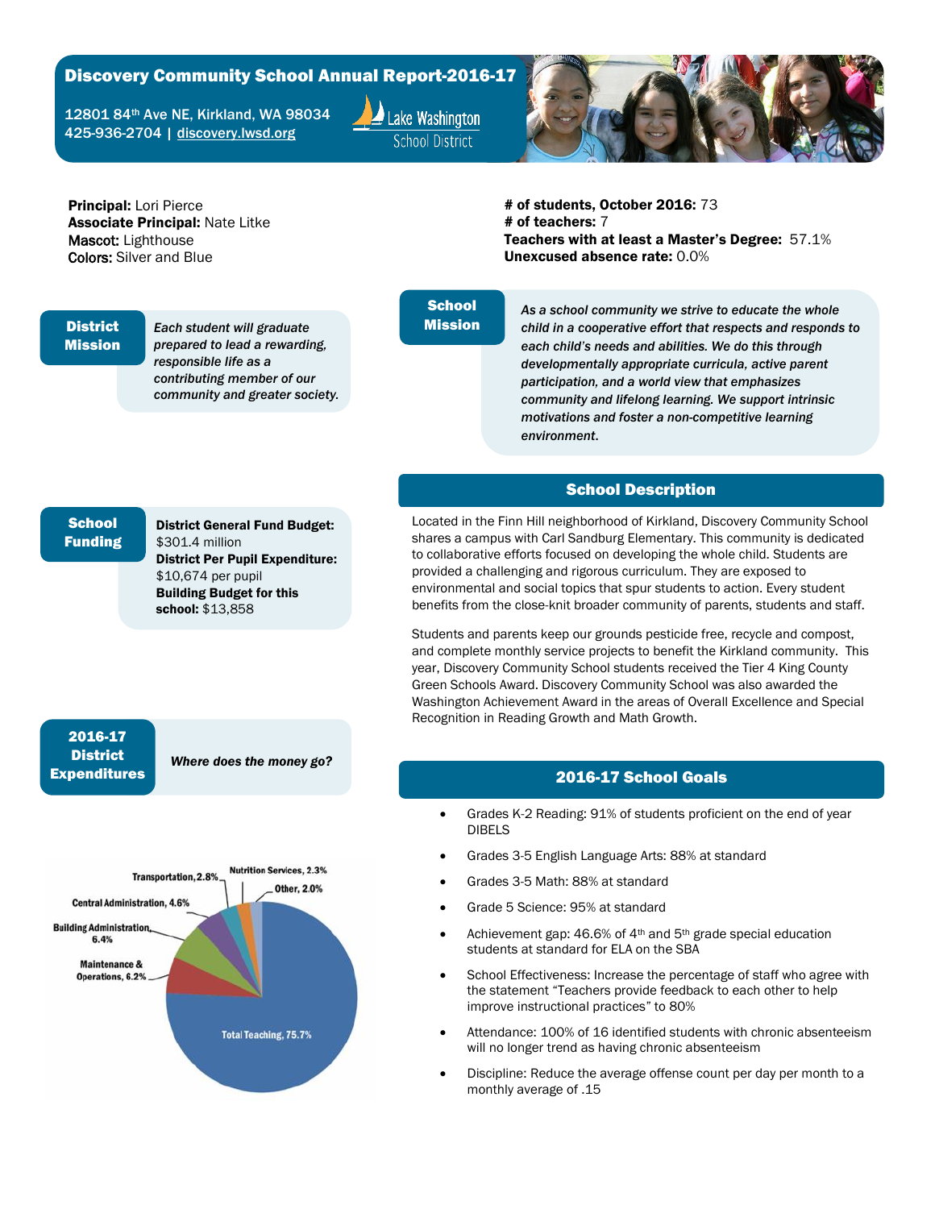# Discovery Community School Annual Report-2016-17

12801 84th Ave NE, Kirkland, WA 98034
425-936-2704 | discovery.lwsd.org

Lake Washington School District

**Principal:** Lori Pierce
**Associate Principal:** Nate Litke
**Mascot:** Lighthouse
**Colors:** Silver and Blue

**# of students, October 2016:** 73
**# of teachers:** 7
**Teachers with at least a Master's Degree:** 57.1%
**Unexcused absence rate:** 0.0%

## District Mission

*Each student will graduate prepared to lead a rewarding, responsible life as a contributing member of our community and greater society.*

## School Mission

*As a school community we strive to educate the whole child in a cooperative effort that respects and responds to each child's needs and abilities. We do this through developmentally appropriate curricula, active parent participation, and a world view that emphasizes community and lifelong learning. We support intrinsic motivations and foster a non-competitive learning environment.*

## School Funding

**District General Fund Budget:** $301.4 million
**District Per Pupil Expenditure:** $10,674 per pupil
**Building Budget for this school:** $13,858

## School Description

Located in the Finn Hill neighborhood of Kirkland, Discovery Community School shares a campus with Carl Sandburg Elementary. This community is dedicated to collaborative efforts focused on developing the whole child. Students are provided a challenging and rigorous curriculum. They are exposed to environmental and social topics that spur students to action. Every student benefits from the close-knit broader community of parents, students and staff.

Students and parents keep our grounds pesticide free, recycle and compost, and complete monthly service projects to benefit the Kirkland community. This year, Discovery Community School students received the Tier 4 King County Green Schools Award. Discovery Community School was also awarded the Washington Achievement Award in the areas of Overall Excellence and Special Recognition in Reading Growth and Math Growth.

## 2016-17 District Expenditures

*Where does the money go?*

| Category | Percentage |
|---|---|
| Total Teaching | 75.7% |
| Maintenance & Operations | 6.2% |
| Building Administration | 6.4% |
| Central Administration | 4.6% |
| Transportation | 2.8% |
| Nutrition Services | 2.3% |
| Other | 2.0% |

## 2016-17 School Goals

- Grades K-2 Reading: 91% of students proficient on the end of year DIBELS
- Grades 3-5 English Language Arts: 88% at standard
- Grades 3-5 Math: 88% at standard
- Grade 5 Science: 95% at standard
- Achievement gap: 46.6% of 4th and 5th grade special education students at standard for ELA on the SBA
- School Effectiveness: Increase the percentage of staff who agree with the statement "Teachers provide feedback to each other to help improve instructional practices" to 80%
- Attendance: 100% of 16 identified students with chronic absenteeism will no longer trend as having chronic absenteeism
- Discipline: Reduce the average offense count per day per month to a monthly average of .15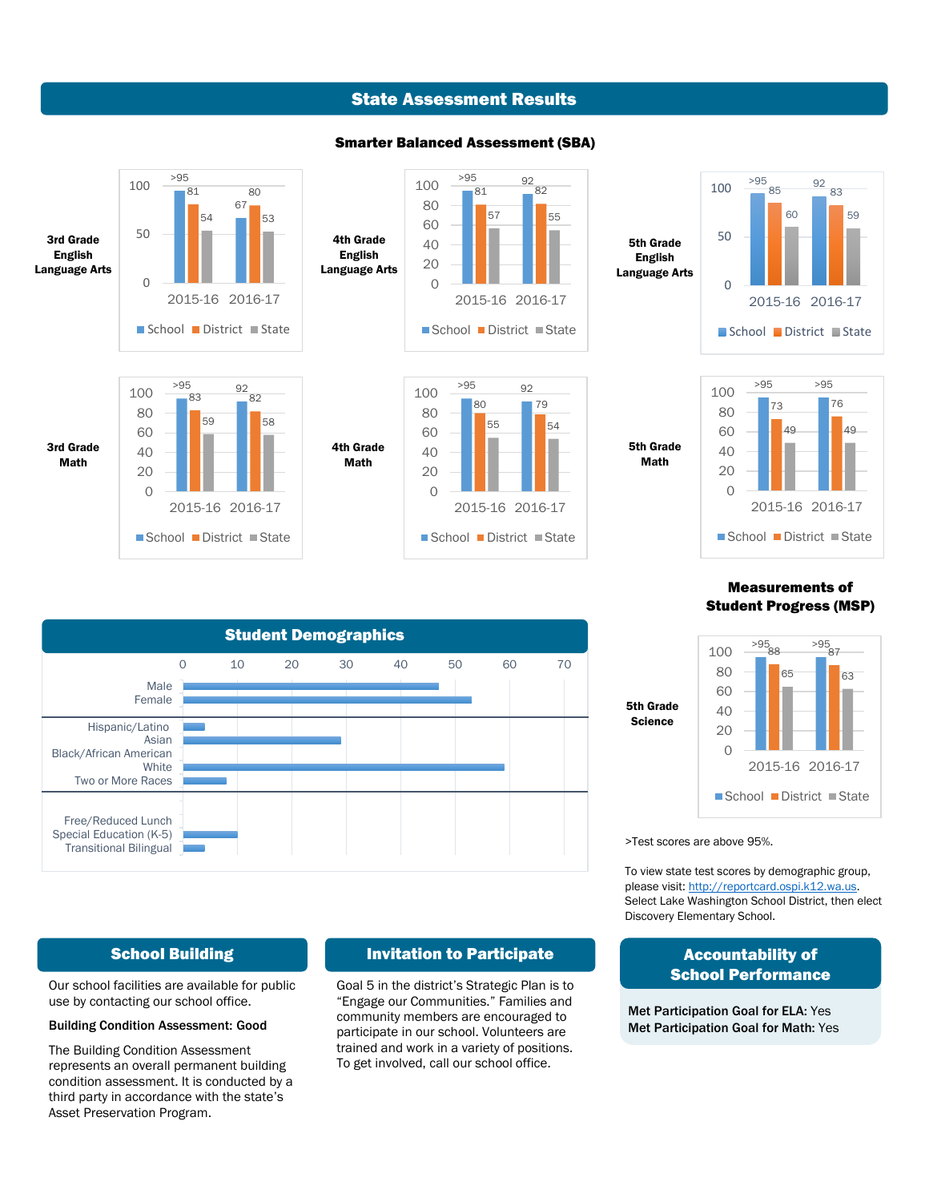## State Assessment Results

### Smarter Balanced Assessment (SBA)

**3rd Grade English Language Arts**

100
50
0
>95
81
54
67
80
53
2015-16
2016-17
School District State

**4th Grade English Language Arts**

100
80
60
40
20
0
>95
81
57
92
82
55
2015-16
2016-17
School District State

**5th Grade English Language Arts**

100
50
0
>95
85
60
92
83
59
2015-16
2016-17
School District State

**3rd Grade Math**

100
80
60
40
20
0
>95
83
59
92
82
58
2015-16
2016-17
School District State

**4th Grade Math**

100
80
60
40
20
0
>95
80
55
92
79
54
2015-16
2016-17
School District State

**5th Grade Math**

100
80
60
40
20
0
>95
73
49
>95
76
49
2015-16
2016-17
School District State

## Student Demographics

0 10 20 30 40 50 60 70

Male
Female

Hispanic/Latino
Asian
Black/African American
White
Two or More Races

Free/Reduced Lunch
Special Education (K-5)
Transitional Bilingual

### Measurements of Student Progress (MSP)

**5th Grade Science**

100
80
60
40
20
0
>95
88
65
>95
87
63
2015-16
2016-17
School District State

>Test scores are above 95%.

To view state test scores by demographic group, please visit: http://reportcard.ospi.k12.wa.us. Select Lake Washington School District, then elect Discovery Elementary School.

## School Building

Our school facilities are available for public use by contacting our school office.

**Building Condition Assessment: Good**

The Building Condition Assessment represents an overall permanent building condition assessment. It is conducted by a third party in accordance with the state's Asset Preservation Program.

## Invitation to Participate

Goal 5 in the district's Strategic Plan is to "Engage our Communities." Families and community members are encouraged to participate in our school. Volunteers are trained and work in a variety of positions. To get involved, call our school office.

## Accountability of School Performance

**Met Participation Goal for ELA:** Yes
**Met Participation Goal for Math:** Yes